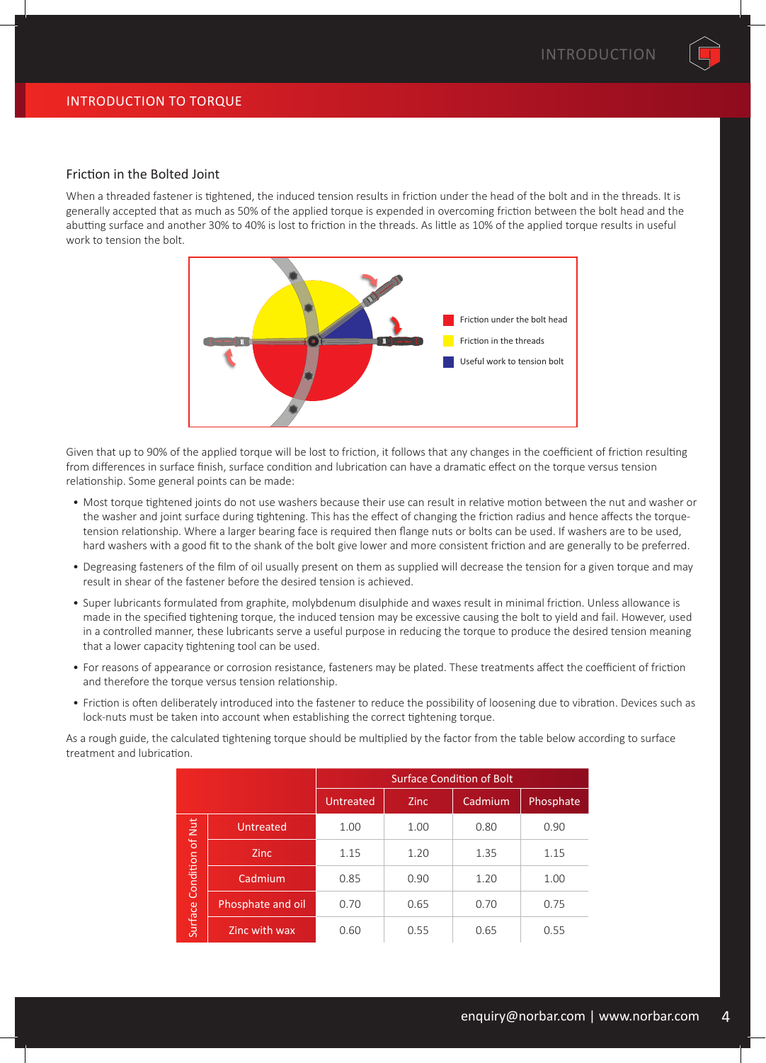## INTRODUCTION TO TORQUE

### Friction in the Bolted Joint

When a threaded fastener is tightened, the induced tension results in friction under the head of the bolt and in the threads. It is generally accepted that as much as 50% of the applied torque is expended in overcoming friction between the bolt head and the abutting surface and another 30% to 40% is lost to friction in the threads. As little as 10% of the applied torque results in useful work to tension the bolt.

Friction under the bolt head

Friction in the threads

Useful work to tension bolt

Given that up to 90% of the applied torque will be lost to friction, it follows that any changes in the coefficient of friction resulting from differences in surface finish, surface condition and lubrication can have a dramatic effect on the torque versus tension relationship. Some general points can be made:

- Most torque tightened joints do not use washers because their use can result in relative motion between the nut and washer or the washer and joint surface during tightening. This has the effect of changing the friction radius and hence affects the torque-tension relationship. Where a larger bearing face is required then flange nuts or bolts can be used. If washers are to be used, hard washers with a good fit to the shank of the bolt give lower and more consistent friction and are generally to be preferred.
- Degreasing fasteners of the film of oil usually present on them as supplied will decrease the tension for a given torque and may result in shear of the fastener before the desired tension is achieved.
- Super lubricants formulated from graphite, molybdenum disulphide and waxes result in minimal friction. Unless allowance is made in the specified tightening torque, the induced tension may be excessive causing the bolt to yield and fail. However, used in a controlled manner, these lubricants serve a useful purpose in reducing the torque to produce the desired tension meaning that a lower capacity tightening tool can be used.
- For reasons of appearance or corrosion resistance, fasteners may be plated. These treatments affect the coefficient of friction and therefore the torque versus tension relationship.
- Friction is often deliberately introduced into the fastener to reduce the possibility of loosening due to vibration. Devices such as lock-nuts must be taken into account when establishing the correct tightening torque.

As a rough guide, the calculated tightening torque should be multiplied by the factor from the table below according to surface treatment and lubrication.

| | | Surface Condition of Bolt | | | |
|---|---|---|---|---|---|
| | | Untreated | Zinc | Cadmium | Phosphate |
| Surface Condition of Nut | Untreated | 1.00 | 1.00 | 0.80 | 0.90 |
| | Zinc | 1.15 | 1.20 | 1.35 | 1.15 |
| | Cadmium | 0.85 | 0.90 | 1.20 | 1.00 |
| | Phosphate and oil | 0.70 | 0.65 | 0.70 | 0.75 |
| | Zinc with wax | 0.60 | 0.55 | 0.65 | 0.55 |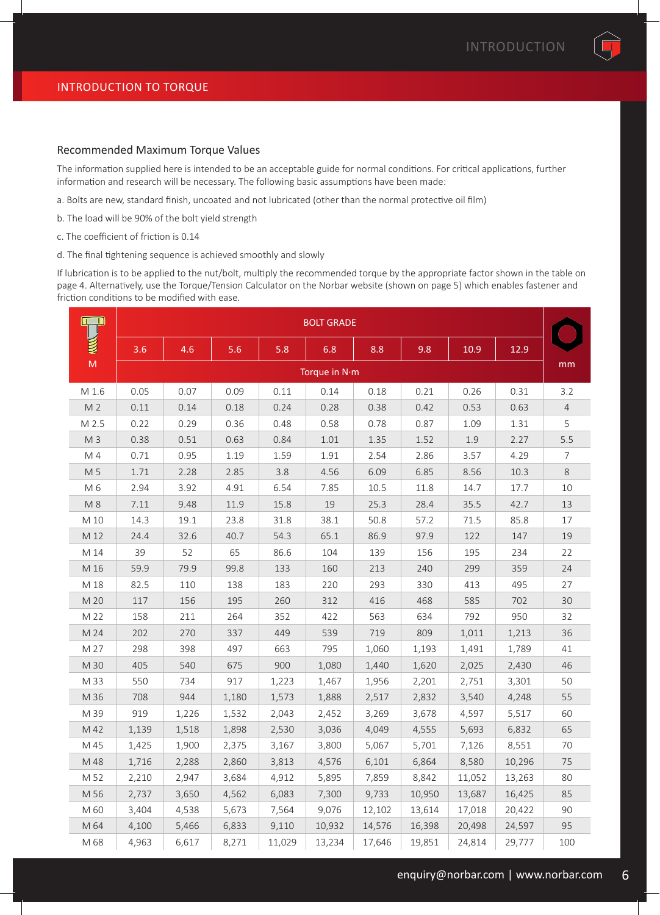## INTRODUCTION TO TORQUE

### Recommended Maximum Torque Values

The information supplied here is intended to be an acceptable guide for normal conditions. For critical applications, further information and research will be necessary. The following basic assumptions have been made:

a. Bolts are new, standard finish, uncoated and not lubricated (other than the normal protective oil film)

b. The load will be 90% of the bolt yield strength

c. The coefficient of friction is 0.14

d. The final tightening sequence is achieved smoothly and slowly

If lubrication is to be applied to the nut/bolt, multiply the recommended torque by the appropriate factor shown in the table on page 4. Alternatively, use the Torque/Tension Calculator on the Norbar website (shown on page 5) which enables fastener and friction conditions to be modified with ease.

| | BOLT GRADE | | | | | | | | | |
|---|---|---|---|---|---|---|---|---|---|---|
| M | 3.6 | 4.6 | 5.6 | 5.8 | 6.8 | 8.8 | 9.8 | 10.9 | 12.9 | mm |
| | Torque in N·m | | | | | | | | | |
| M 1.6 | 0.05 | 0.07 | 0.09 | 0.11 | 0.14 | 0.18 | 0.21 | 0.26 | 0.31 | 3.2 |
| M 2 | 0.11 | 0.14 | 0.18 | 0.24 | 0.28 | 0.38 | 0.42 | 0.53 | 0.63 | 4 |
| M 2.5 | 0.22 | 0.29 | 0.36 | 0.48 | 0.58 | 0.78 | 0.87 | 1.09 | 1.31 | 5 |
| M 3 | 0.38 | 0.51 | 0.63 | 0.84 | 1.01 | 1.35 | 1.52 | 1.9 | 2.27 | 5.5 |
| M 4 | 0.71 | 0.95 | 1.19 | 1.59 | 1.91 | 2.54 | 2.86 | 3.57 | 4.29 | 7 |
| M 5 | 1.71 | 2.28 | 2.85 | 3.8 | 4.56 | 6.09 | 6.85 | 8.56 | 10.3 | 8 |
| M 6 | 2.94 | 3.92 | 4.91 | 6.54 | 7.85 | 10.5 | 11.8 | 14.7 | 17.7 | 10 |
| M 8 | 7.11 | 9.48 | 11.9 | 15.8 | 19 | 25.3 | 28.4 | 35.5 | 42.7 | 13 |
| M 10 | 14.3 | 19.1 | 23.8 | 31.8 | 38.1 | 50.8 | 57.2 | 71.5 | 85.8 | 17 |
| M 12 | 24.4 | 32.6 | 40.7 | 54.3 | 65.1 | 86.9 | 97.9 | 122 | 147 | 19 |
| M 14 | 39 | 52 | 65 | 86.6 | 104 | 139 | 156 | 195 | 234 | 22 |
| M 16 | 59.9 | 79.9 | 99.8 | 133 | 160 | 213 | 240 | 299 | 359 | 24 |
| M 18 | 82.5 | 110 | 138 | 183 | 220 | 293 | 330 | 413 | 495 | 27 |
| M 20 | 117 | 156 | 195 | 260 | 312 | 416 | 468 | 585 | 702 | 30 |
| M 22 | 158 | 211 | 264 | 352 | 422 | 563 | 634 | 792 | 950 | 32 |
| M 24 | 202 | 270 | 337 | 449 | 539 | 719 | 809 | 1,011 | 1,213 | 36 |
| M 27 | 298 | 398 | 497 | 663 | 795 | 1,060 | 1,193 | 1,491 | 1,789 | 41 |
| M 30 | 405 | 540 | 675 | 900 | 1,080 | 1,440 | 1,620 | 2,025 | 2,430 | 46 |
| M 33 | 550 | 734 | 917 | 1,223 | 1,467 | 1,956 | 2,201 | 2,751 | 3,301 | 50 |
| M 36 | 708 | 944 | 1,180 | 1,573 | 1,888 | 2,517 | 2,832 | 3,540 | 4,248 | 55 |
| M 39 | 919 | 1,226 | 1,532 | 2,043 | 2,452 | 3,269 | 3,678 | 4,597 | 5,517 | 60 |
| M 42 | 1,139 | 1,518 | 1,898 | 2,530 | 3,036 | 4,049 | 4,555 | 5,693 | 6,832 | 65 |
| M 45 | 1,425 | 1,900 | 2,375 | 3,167 | 3,800 | 5,067 | 5,701 | 7,126 | 8,551 | 70 |
| M 48 | 1,716 | 2,288 | 2,860 | 3,813 | 4,576 | 6,101 | 6,864 | 8,580 | 10,296 | 75 |
| M 52 | 2,210 | 2,947 | 3,684 | 4,912 | 5,895 | 7,859 | 8,842 | 11,052 | 13,263 | 80 |
| M 56 | 2,737 | 3,650 | 4,562 | 6,083 | 7,300 | 9,733 | 10,950 | 13,687 | 16,425 | 85 |
| M 60 | 3,404 | 4,538 | 5,673 | 7,564 | 9,076 | 12,102 | 13,614 | 17,018 | 20,422 | 90 |
| M 64 | 4,100 | 5,466 | 6,833 | 9,110 | 10,932 | 14,576 | 16,398 | 20,498 | 24,597 | 95 |
| M 68 | 4,963 | 6,617 | 8,271 | 11,029 | 13,234 | 17,646 | 19,851 | 24,814 | 29,777 | 100 |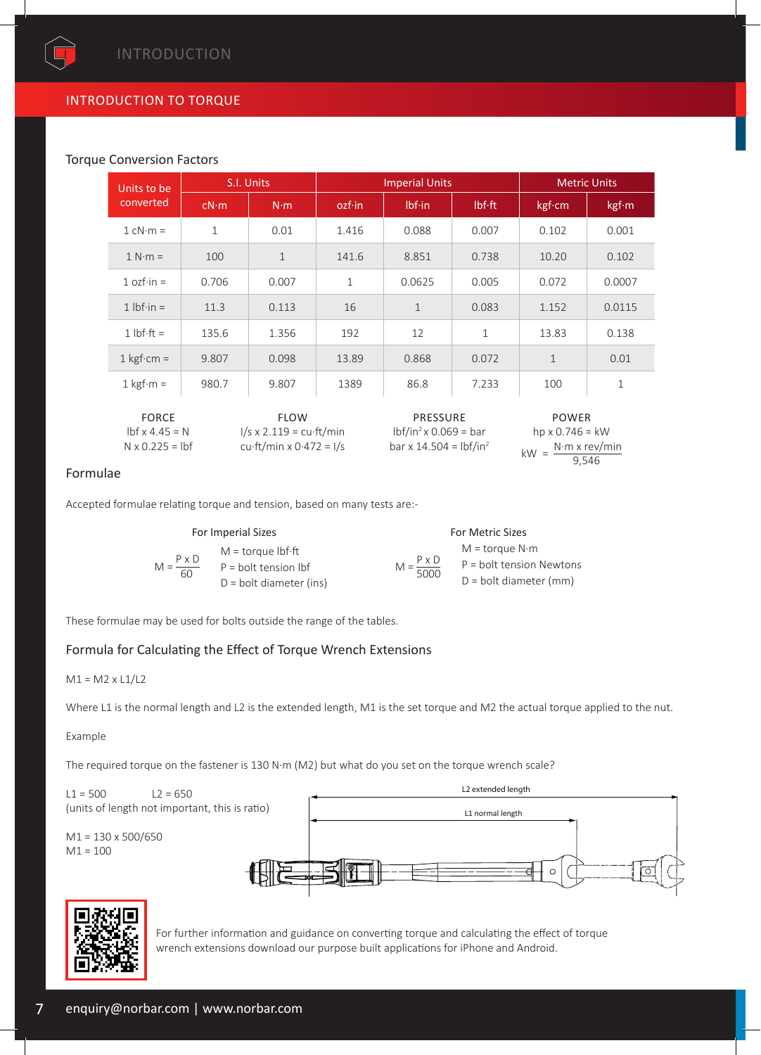# INTRODUCTION

## INTRODUCTION TO TORQUE

### Torque Conversion Factors

| Units to be converted | S.I. Units | | Imperial Units | | | Metric Units | |
|---|---|---|---|---|---|---|---|
| | cN·m | N·m | ozf·in | lbf·in | lbf·ft | kgf·cm | kgf·m |
| 1 cN·m = | 1 | 0.01 | 1.416 | 0.088 | 0.007 | 0.102 | 0.001 |
| 1 N·m = | 100 | 1 | 141.6 | 8.851 | 0.738 | 10.20 | 0.102 |
| 1 ozf·in = | 0.706 | 0.007 | 1 | 0.0625 | 0.005 | 0.072 | 0.0007 |
| 1 lbf·in = | 11.3 | 0.113 | 16 | 1 | 0.083 | 1.152 | 0.0115 |
| 1 lbf·ft = | 135.6 | 1.356 | 192 | 12 | 1 | 13.83 | 0.138 |
| 1 kgf·cm = | 9.807 | 0.098 | 13.89 | 0.868 | 0.072 | 1 | 0.01 |
| 1 kgf·m = | 980.7 | 9.807 | 1389 | 86.8 | 7.233 | 100 | 1 |

**FORCE**
lbf x 4.45 = N
N x 0.225 = lbf

**FLOW**
l/s x 2.119 = cu·ft/min
cu·ft/min x 0·472 = l/s

**PRESSURE**
lbf/in$^2$ x 0.069 = bar
bar x 14.504 = lbf/in$^2$

**POWER**
hp x 0.746 = kW

$$\text{kW} = \frac{\text{N·m x rev/min}}{9{,}546}$$

### Formulae

Accepted formulae relating torque and tension, based on many tests are:-

**For Imperial Sizes**

$$M = \frac{P \times D}{60}$$

M = torque lbf·ft
P = bolt tension lbf
D = bolt diameter (ins)

**For Metric Sizes**

$$M = \frac{P \times D}{5000}$$

M = torque N·m
P = bolt tension Newtons
D = bolt diameter (mm)

These formulae may be used for bolts outside the range of the tables.

### Formula for Calculating the Effect of Torque Wrench Extensions

$M1 = M2 \times L1/L2$

Where L1 is the normal length and L2 is the extended length, M1 is the set torque and M2 the actual torque applied to the nut.

Example

The required torque on the fastener is 130 N·m (M2) but what do you set on the torque wrench scale?

L1 = 500 L2 = 650
(units of length not important, this is ratio)

M1 = 130 x 500/650
M1 = 100

L2 extended length
L1 normal length

For further information and guidance on converting torque and calculating the effect of torque wrench extensions download our purpose built applications for iPhone and Android.

enquiry@norbar.com | www.norbar.com